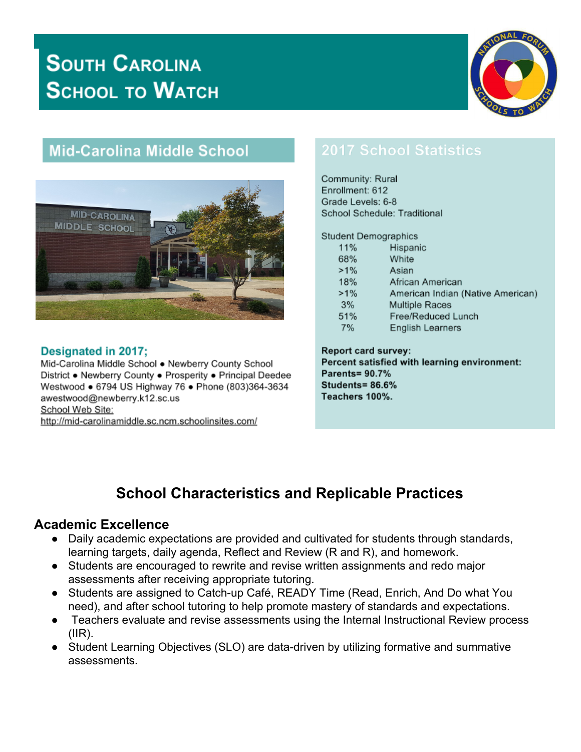# South Carolina School to Watch

## Mid-Carolina Middle School

### Designated in 2017;

Mid-Carolina Middle School • Newberry County School District • Newberry County • Prosperity • Principal Deedee Westwood • 6794 US Highway 76 • Phone (803)364-3634 awestwood@newberry.k12.sc.us
School Web Site:
http://mid-carolinamiddle.sc.ncm.schoolinsites.com/

## 2017 School Statistics

Community: Rural
Enrollment: 612
Grade Levels: 6-8
School Schedule: Traditional

Student Demographics

| | |
|---|---|
| 11% | Hispanic |
| 68% | White |
| >1% | Asian |
| 18% | African American |
| >1% | American Indian (Native American) |
| 3% | Multiple Races |
| 51% | Free/Reduced Lunch |
| 7% | English Learners |

**Report card survey:**
**Percent satisfied with learning environment:**
**Parents= 90.7%**
**Students= 86.6%**
**Teachers 100%.**

## School Characteristics and Replicable Practices

### Academic Excellence

- Daily academic expectations are provided and cultivated for students through standards, learning targets, daily agenda, Reflect and Review (R and R), and homework.
- Students are encouraged to rewrite and revise written assignments and redo major assessments after receiving appropriate tutoring.
- Students are assigned to Catch-up Café, READY Time (Read, Enrich, And Do what You need), and after school tutoring to help promote mastery of standards and expectations.
- Teachers evaluate and revise assessments using the Internal Instructional Review process (IIR).
- Student Learning Objectives (SLO) are data-driven by utilizing formative and summative assessments.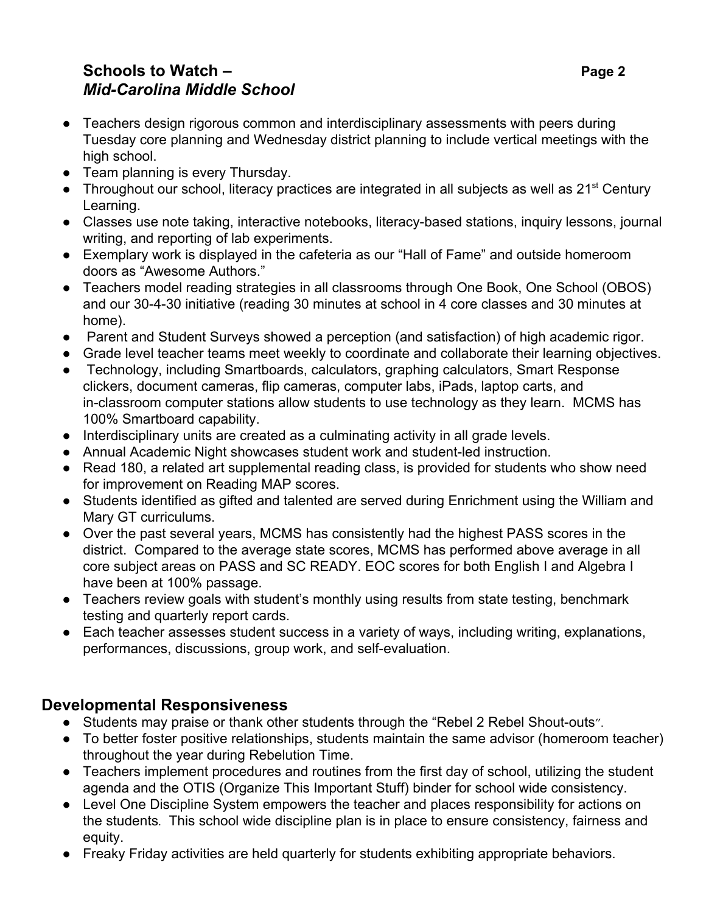- Teachers design rigorous common and interdisciplinary assessments with peers during Tuesday core planning and Wednesday district planning to include vertical meetings with the high school.
- Team planning is every Thursday.
- Throughout our school, literacy practices are integrated in all subjects as well as 21st Century Learning.
- Classes use note taking, interactive notebooks, literacy-based stations, inquiry lessons, journal writing, and reporting of lab experiments.
- Exemplary work is displayed in the cafeteria as our "Hall of Fame" and outside homeroom doors as "Awesome Authors."
- Teachers model reading strategies in all classrooms through One Book, One School (OBOS) and our 30-4-30 initiative (reading 30 minutes at school in 4 core classes and 30 minutes at home).
- Parent and Student Surveys showed a perception (and satisfaction) of high academic rigor.
- Grade level teacher teams meet weekly to coordinate and collaborate their learning objectives.
- Technology, including Smartboards, calculators, graphing calculators, Smart Response clickers, document cameras, flip cameras, computer labs, iPads, laptop carts, and in-classroom computer stations allow students to use technology as they learn. MCMS has 100% Smartboard capability.
- Interdisciplinary units are created as a culminating activity in all grade levels.
- Annual Academic Night showcases student work and student-led instruction.
- Read 180, a related art supplemental reading class, is provided for students who show need for improvement on Reading MAP scores.
- Students identified as gifted and talented are served during Enrichment using the William and Mary GT curriculums.
- Over the past several years, MCMS has consistently had the highest PASS scores in the district. Compared to the average state scores, MCMS has performed above average in all core subject areas on PASS and SC READY. EOC scores for both English I and Algebra I have been at 100% passage.
- Teachers review goals with student's monthly using results from state testing, benchmark testing and quarterly report cards.
- Each teacher assesses student success in a variety of ways, including writing, explanations, performances, discussions, group work, and self-evaluation.

## Developmental Responsiveness

- Students may praise or thank other students through the "Rebel 2 Rebel Shout-outs".
- To better foster positive relationships, students maintain the same advisor (homeroom teacher) throughout the year during Rebelution Time.
- Teachers implement procedures and routines from the first day of school, utilizing the student agenda and the OTIS (Organize This Important Stuff) binder for school wide consistency.
- Level One Discipline System empowers the teacher and places responsibility for actions on the students. This school wide discipline plan is in place to ensure consistency, fairness and equity.
- Freaky Friday activities are held quarterly for students exhibiting appropriate behaviors.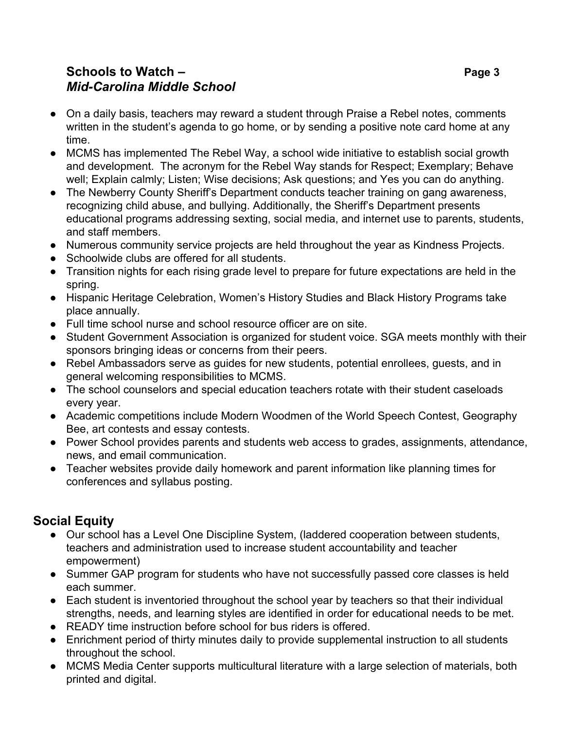- On a daily basis, teachers may reward a student through Praise a Rebel notes, comments written in the student's agenda to go home, or by sending a positive note card home at any time.
- MCMS has implemented The Rebel Way, a school wide initiative to establish social growth and development. The acronym for the Rebel Way stands for Respect; Exemplary; Behave well; Explain calmly; Listen; Wise decisions; Ask questions; and Yes you can do anything.
- The Newberry County Sheriff's Department conducts teacher training on gang awareness, recognizing child abuse, and bullying. Additionally, the Sheriff's Department presents educational programs addressing sexting, social media, and internet use to parents, students, and staff members.
- Numerous community service projects are held throughout the year as Kindness Projects.
- Schoolwide clubs are offered for all students.
- Transition nights for each rising grade level to prepare for future expectations are held in the spring.
- Hispanic Heritage Celebration, Women's History Studies and Black History Programs take place annually.
- Full time school nurse and school resource officer are on site.
- Student Government Association is organized for student voice. SGA meets monthly with their sponsors bringing ideas or concerns from their peers.
- Rebel Ambassadors serve as guides for new students, potential enrollees, guests, and in general welcoming responsibilities to MCMS.
- The school counselors and special education teachers rotate with their student caseloads every year.
- Academic competitions include Modern Woodmen of the World Speech Contest, Geography Bee, art contests and essay contests.
- Power School provides parents and students web access to grades, assignments, attendance, news, and email communication.
- Teacher websites provide daily homework and parent information like planning times for conferences and syllabus posting.

## Social Equity

- Our school has a Level One Discipline System, (laddered cooperation between students, teachers and administration used to increase student accountability and teacher empowerment)
- Summer GAP program for students who have not successfully passed core classes is held each summer.
- Each student is inventoried throughout the school year by teachers so that their individual strengths, needs, and learning styles are identified in order for educational needs to be met.
- READY time instruction before school for bus riders is offered.
- Enrichment period of thirty minutes daily to provide supplemental instruction to all students throughout the school.
- MCMS Media Center supports multicultural literature with a large selection of materials, both printed and digital.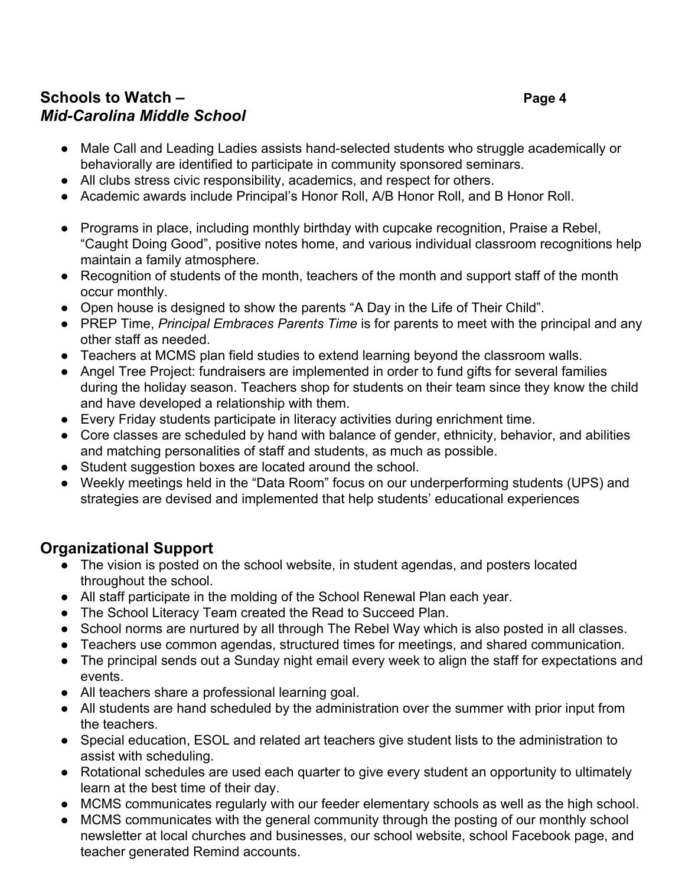- Male Call and Leading Ladies assists hand-selected students who struggle academically or behaviorally are identified to participate in community sponsored seminars.
- All clubs stress civic responsibility, academics, and respect for others.
- Academic awards include Principal's Honor Roll, A/B Honor Roll, and B Honor Roll.

- Programs in place, including monthly birthday with cupcake recognition, Praise a Rebel, "Caught Doing Good", positive notes home, and various individual classroom recognitions help maintain a family atmosphere.
- Recognition of students of the month, teachers of the month and support staff of the month occur monthly.
- Open house is designed to show the parents "A Day in the Life of Their Child".
- PREP Time, *Principal Embraces Parents Time* is for parents to meet with the principal and any other staff as needed.
- Teachers at MCMS plan field studies to extend learning beyond the classroom walls.
- Angel Tree Project: fundraisers are implemented in order to fund gifts for several families during the holiday season. Teachers shop for students on their team since they know the child and have developed a relationship with them.
- Every Friday students participate in literacy activities during enrichment time.
- Core classes are scheduled by hand with balance of gender, ethnicity, behavior, and abilities and matching personalities of staff and students, as much as possible.
- Student suggestion boxes are located around the school.
- Weekly meetings held in the "Data Room" focus on our underperforming students (UPS) and strategies are devised and implemented that help students' educational experiences

## Organizational Support

- The vision is posted on the school website, in student agendas, and posters located throughout the school.
- All staff participate in the molding of the School Renewal Plan each year.
- The School Literacy Team created the Read to Succeed Plan.
- School norms are nurtured by all through The Rebel Way which is also posted in all classes.
- Teachers use common agendas, structured times for meetings, and shared communication.
- The principal sends out a Sunday night email every week to align the staff for expectations and events.
- All teachers share a professional learning goal.
- All students are hand scheduled by the administration over the summer with prior input from the teachers.
- Special education, ESOL and related art teachers give student lists to the administration to assist with scheduling.
- Rotational schedules are used each quarter to give every student an opportunity to ultimately learn at the best time of their day.
- MCMS communicates regularly with our feeder elementary schools as well as the high school.
- MCMS communicates with the general community through the posting of our monthly school newsletter at local churches and businesses, our school website, school Facebook page, and teacher generated Remind accounts.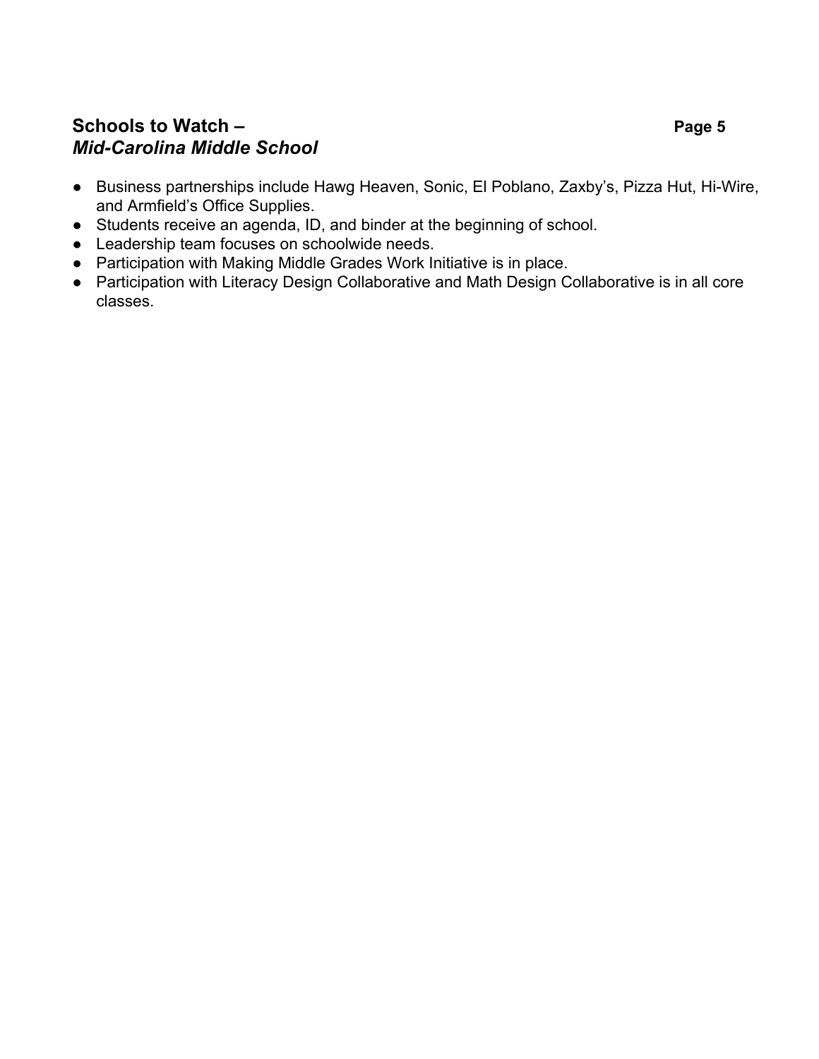- Business partnerships include Hawg Heaven, Sonic, El Poblano, Zaxby's, Pizza Hut, Hi-Wire, and Armfield's Office Supplies.
- Students receive an agenda, ID, and binder at the beginning of school.
- Leadership team focuses on schoolwide needs.
- Participation with Making Middle Grades Work Initiative is in place.
- Participation with Literacy Design Collaborative and Math Design Collaborative is in all core classes.